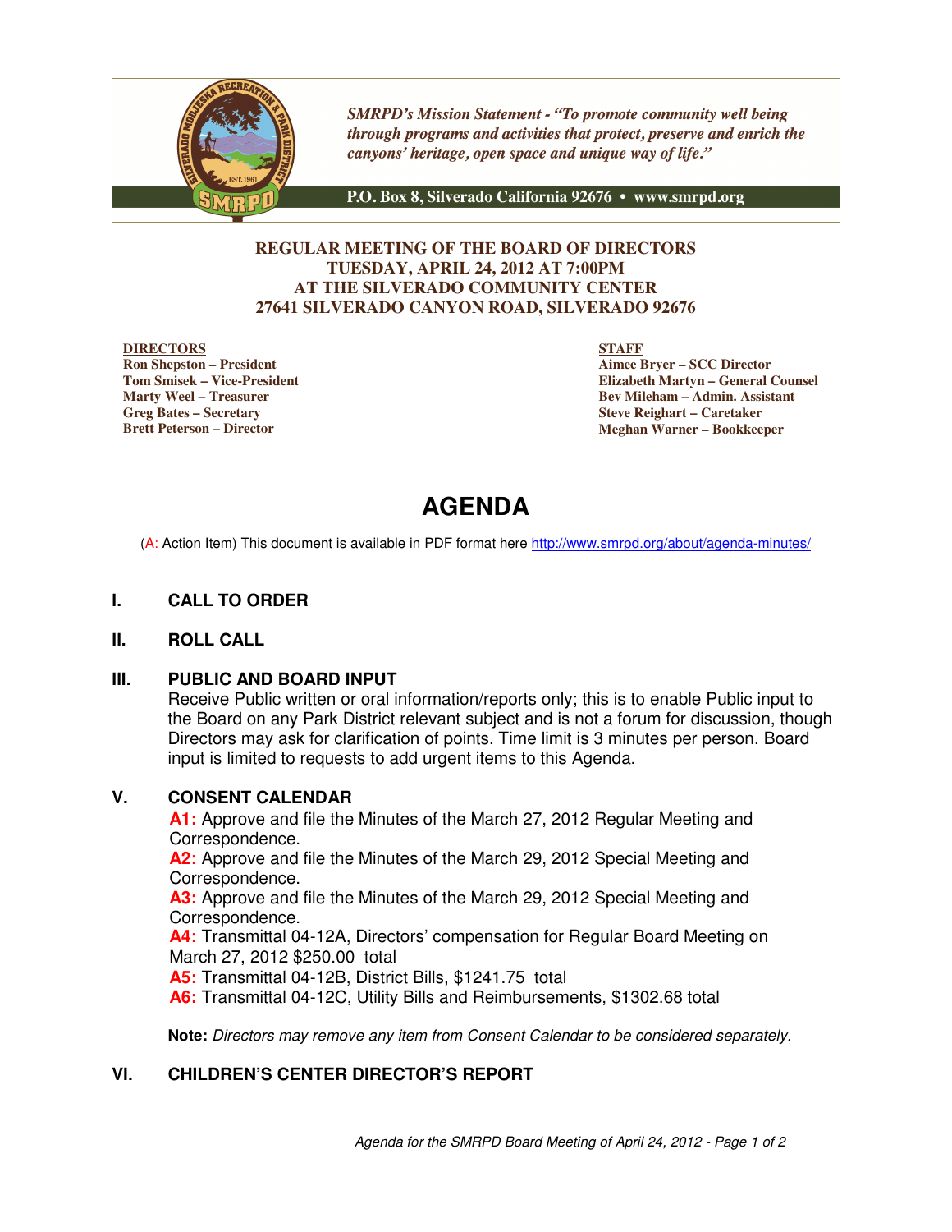SMRPD's Mission Statement - "To promote community well being through programs and activities that protect, preserve and enrich the canyons' heritage, open space and unique way of life."

P.O. Box 8, Silverado California 92676 • www.smrpd.org

**REGULAR MEETING OF THE BOARD OF DIRECTORS**
**TUESDAY, APRIL 24, 2012 AT 7:00PM**
**AT THE SILVERADO COMMUNITY CENTER**
**27641 SILVERADO CANYON ROAD, SILVERADO 92676**

**DIRECTORS**
**Ron Shepston – President**
**Tom Smisek – Vice-President**
**Marty Weel – Treasurer**
**Greg Bates – Secretary**
**Brett Peterson – Director**

**STAFF**
**Aimee Bryer – SCC Director**
**Elizabeth Martyn – General Counsel**
**Bev Mileham – Admin. Assistant**
**Steve Reighart – Caretaker**
**Meghan Warner – Bookkeeper**

# AGENDA

(A: Action Item) This document is available in PDF format here http://www.smrpd.org/about/agenda-minutes/

## I. CALL TO ORDER

## II. ROLL CALL

## III. PUBLIC AND BOARD INPUT

Receive Public written or oral information/reports only; this is to enable Public input to the Board on any Park District relevant subject and is not a forum for discussion, though Directors may ask for clarification of points. Time limit is 3 minutes per person. Board input is limited to requests to add urgent items to this Agenda.

## V. CONSENT CALENDAR

**A1:** Approve and file the Minutes of the March 27, 2012 Regular Meeting and Correspondence.
**A2:** Approve and file the Minutes of the March 29, 2012 Special Meeting and Correspondence.
**A3:** Approve and file the Minutes of the March 29, 2012 Special Meeting and Correspondence.
**A4:** Transmittal 04-12A, Directors' compensation for Regular Board Meeting on March 27, 2012 $250.00 total
**A5:** Transmittal 04-12B, District Bills, $1241.75 total
**A6:** Transmittal 04-12C, Utility Bills and Reimbursements, $1302.68 total

**Note:** *Directors may remove any item from Consent Calendar to be considered separately.*

## VI. CHILDREN'S CENTER DIRECTOR'S REPORT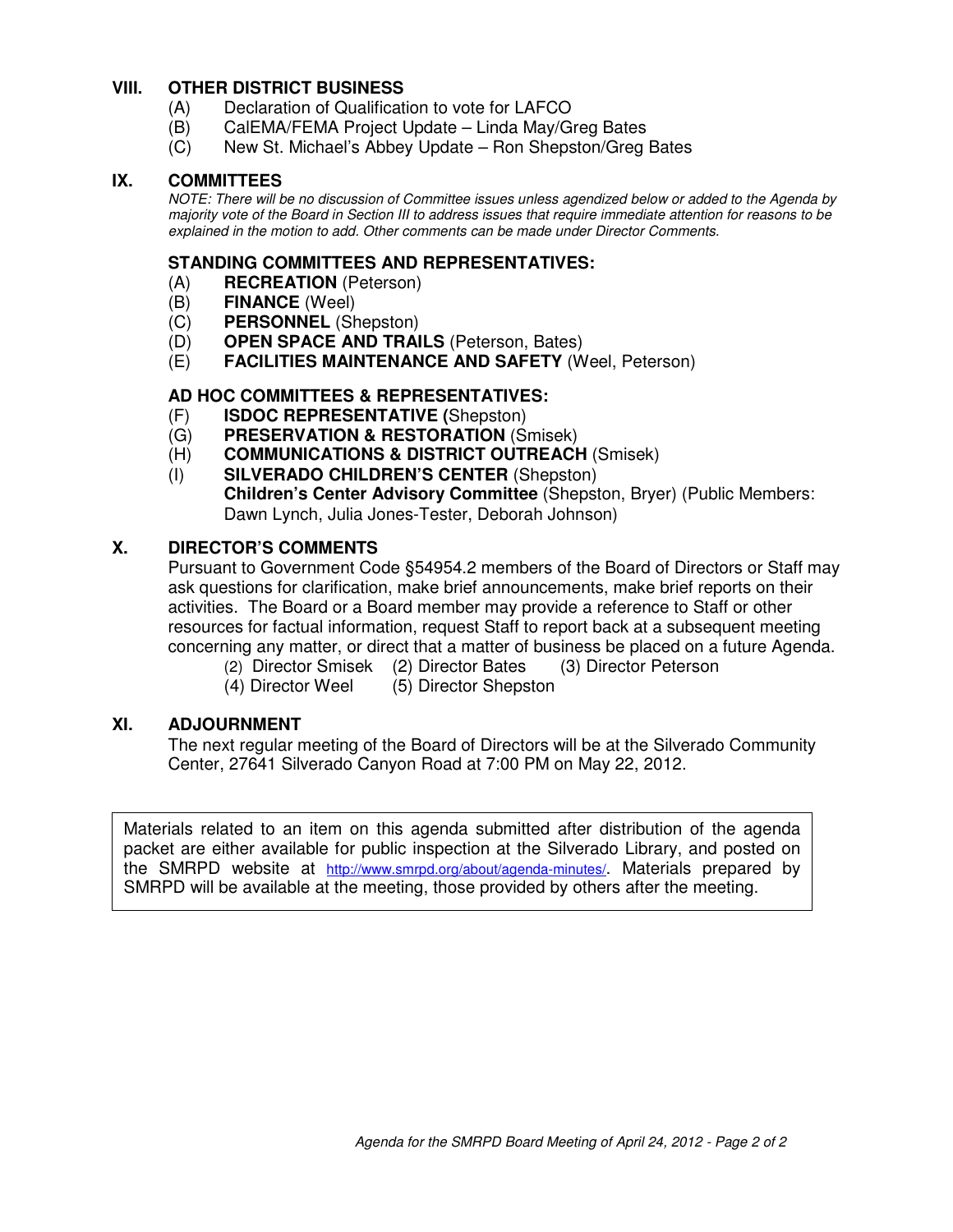## VIII. OTHER DISTRICT BUSINESS

(A) Declaration of Qualification to vote for LAFCO
(B) CalEMA/FEMA Project Update – Linda May/Greg Bates
(C) New St. Michael's Abbey Update – Ron Shepston/Greg Bates

## IX. COMMITTEES

*NOTE: There will be no discussion of Committee issues unless agendized below or added to the Agenda by majority vote of the Board in Section III to address issues that require immediate attention for reasons to be explained in the motion to add. Other comments can be made under Director Comments.*

### STANDING COMMITTEES AND REPRESENTATIVES:

(A) **RECREATION** (Peterson)
(B) **FINANCE** (Weel)
(C) **PERSONNEL** (Shepston)
(D) **OPEN SPACE AND TRAILS** (Peterson, Bates)
(E) **FACILITIES MAINTENANCE AND SAFETY** (Weel, Peterson)

### AD HOC COMMITTEES & REPRESENTATIVES:

(F) **ISDOC REPRESENTATIVE (**Shepston)
(G) **PRESERVATION & RESTORATION** (Smisek)
(H) **COMMUNICATIONS & DISTRICT OUTREACH** (Smisek)
(I) **SILVERADO CHILDREN'S CENTER** (Shepston)
**Children's Center Advisory Committee** (Shepston, Bryer) (Public Members: Dawn Lynch, Julia Jones-Tester, Deborah Johnson)

## X. DIRECTOR'S COMMENTS

Pursuant to Government Code §54954.2 members of the Board of Directors or Staff may ask questions for clarification, make brief announcements, make brief reports on their activities. The Board or a Board member may provide a reference to Staff or other resources for factual information, request Staff to report back at a subsequent meeting concerning any matter, or direct that a matter of business be placed on a future Agenda.

(2) Director Smisek (2) Director Bates (3) Director Peterson
(4) Director Weel (5) Director Shepston

## XI. ADJOURNMENT

The next regular meeting of the Board of Directors will be at the Silverado Community Center, 27641 Silverado Canyon Road at 7:00 PM on May 22, 2012.

Materials related to an item on this agenda submitted after distribution of the agenda packet are either available for public inspection at the Silverado Library, and posted on the SMRPD website at http://www.smrpd.org/about/agenda-minutes/. Materials prepared by SMRPD will be available at the meeting, those provided by others after the meeting.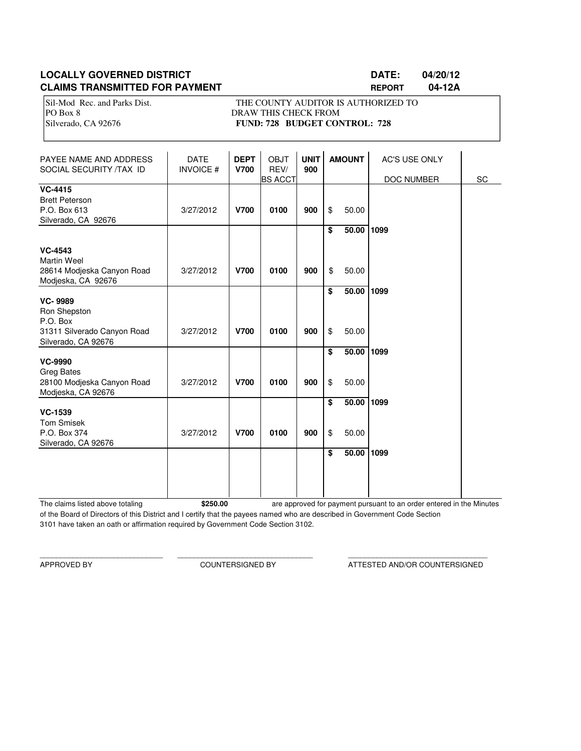**LOCALLY GOVERNED DISTRICT** **DATE: 04/20/12**

**CLAIMS TRANSMITTED FOR PAYMENT** **REPORT 04-12A**

Sil-Mod Rec. and Parks Dist.
PO Box 8
Silverado, CA 92676

THE COUNTY AUDITOR IS AUTHORIZED TO DRAW THIS CHECK FROM
**FUND: 728 BUDGET CONTROL: 728**

| PAYEE NAME AND ADDRESS SOCIAL SECURITY /TAX ID | DATE INVOICE # | DEPT V700 | OBJT REV/ BS ACCT | UNIT 900 | AMOUNT | AC'S USE ONLY DOC NUMBER | SC |
|---|---|---|---|---|---|---|---|
| **VC-4415** Brett Peterson P.O. Box 613 Silverado, CA 92676 | 3/27/2012 | **V700** | **0100** | **900** | $ 50.00 | | |
| | | | | | **$ 50.00** | **1099** | |
| **VC-4543** Martin Weel 28614 Modjeska Canyon Road Modjeska, CA 92676 | 3/27/2012 | **V700** | **0100** | **900** | $ 50.00 | | |
| | | | | | **$ 50.00** | **1099** | |
| **VC- 9989** Ron Shepston P.O. Box 31311 Silverado Canyon Road Silverado, CA 92676 | 3/27/2012 | **V700** | **0100** | **900** | $ 50.00 | | |
| | | | | | **$ 50.00** | **1099** | |
| **VC-9990** Greg Bates 28100 Modjeska Canyon Road Modjeska, CA 92676 | 3/27/2012 | **V700** | **0100** | **900** | $ 50.00 | | |
| | | | | | **$ 50.00** | **1099** | |
| **VC-1539** Tom Smisek P.O. Box 374 Silverado, CA 92676 | 3/27/2012 | **V700** | **0100** | **900** | $ 50.00 | | |
| | | | | | **$ 50.00** | **1099** | |

The claims listed above totaling **$250.00** are approved for payment pursuant to an order entered in the Minutes of the Board of Directors of this District and I certify that the payees named who are described in Government Code Section 3101 have taken an oath or affirmation required by Government Code Section 3102.

\_\_\_\_\_\_\_\_\_\_\_\_\_\_\_\_\_\_\_\_\_\_\_\_\_\_\_\_ APPROVED BY

\_\_\_\_\_\_\_\_\_\_\_\_\_\_\_\_\_\_\_\_\_\_\_\_\_\_\_\_ COUNTERSIGNED BY

\_\_\_\_\_\_\_\_\_\_\_\_\_\_\_\_\_\_\_\_\_\_\_\_\_\_\_\_ ATTESTED AND/OR COUNTERSIGNED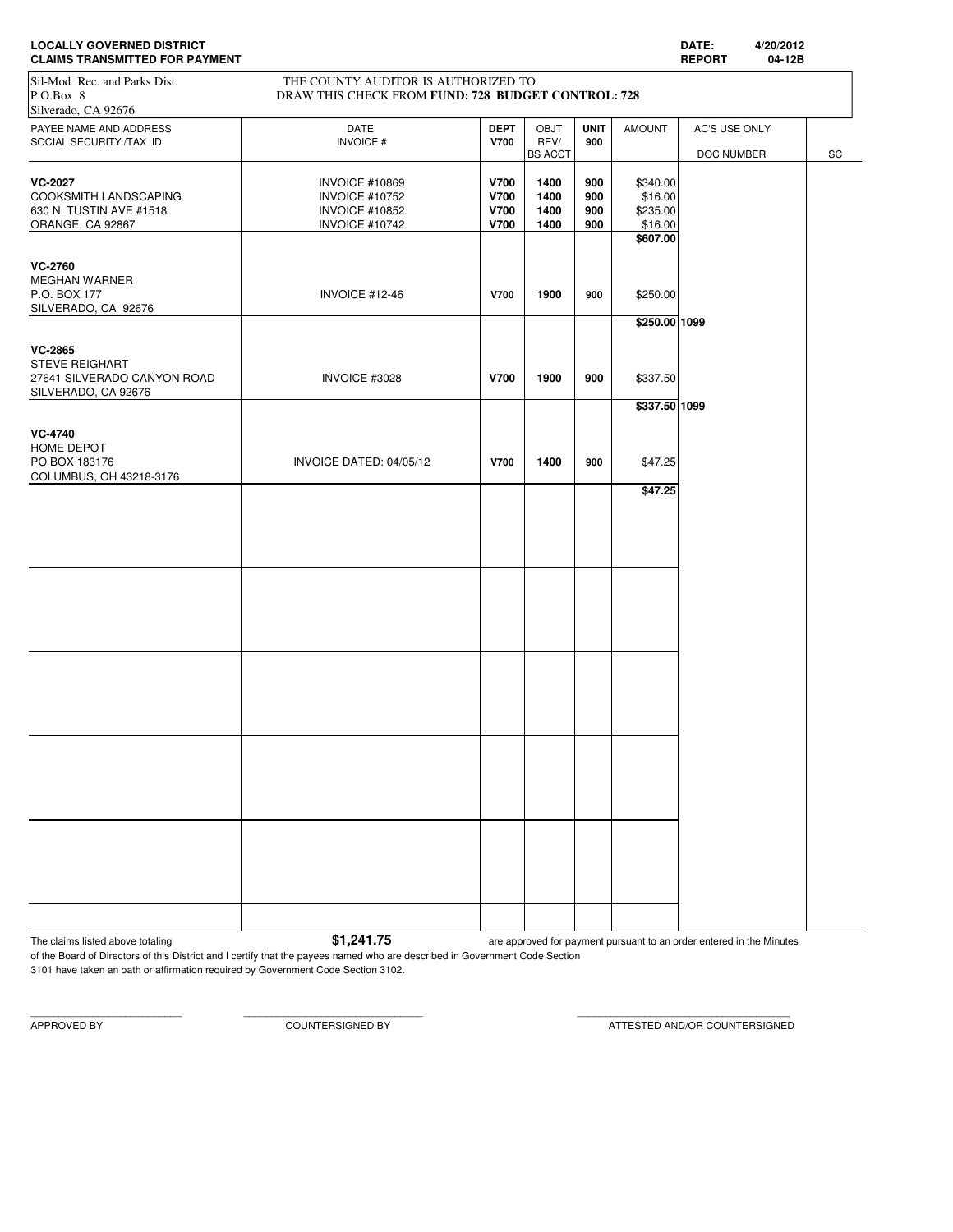**LOCALLY GOVERNED DISTRICT**
**CLAIMS TRANSMITTED FOR PAYMENT**

**DATE:** 4/20/2012
**REPORT** 04-12B

Sil-Mod Rec. and Parks Dist.
P.O.Box 8
Silverado, CA 92676

THE COUNTY AUDITOR IS AUTHORIZED TO
DRAW THIS CHECK FROM **FUND: 728 BUDGET CONTROL: 728**

| PAYEE NAME AND ADDRESS SOCIAL SECURITY /TAX ID | DATE INVOICE # | DEPT V700 | OBJT REV/ BS ACCT | UNIT 900 | AMOUNT | AC'S USE ONLY DOC NUMBER | SC |
|---|---|---|---|---|---|---|---|
| **VC-2027** | INVOICE #10869 | **V700** | **1400** | **900** | $340.00 | | |
| COOKSMITH LANDSCAPING | INVOICE #10752 | **V700** | **1400** | **900** | $16.00 | | |
| 630 N. TUSTIN AVE #1518 | INVOICE #10852 | **V700** | **1400** | **900** | $235.00 | | |
| ORANGE, CA 92867 | INVOICE #10742 | **V700** | **1400** | **900** | $16.00 | | |
| | | | | | **$607.00** | | |
| **VC-2760** | | | | | | | |
| MEGHAN WARNER | | | | | | | |
| P.O. BOX 177 | INVOICE #12-46 | **V700** | **1900** | **900** | $250.00 | | |
| SILVERADO, CA 92676 | | | | | | | |
| | | | | | **$250.00** | **1099** | |
| **VC-2865** | | | | | | | |
| STEVE REIGHART | | | | | | | |
| 27641 SILVERADO CANYON ROAD | INVOICE #3028 | **V700** | **1900** | **900** | $337.50 | | |
| SILVERADO, CA 92676 | | | | | | | |
| | | | | | **$337.50** | **1099** | |
| **VC-4740** | | | | | | | |
| HOME DEPOT | | | | | | | |
| PO BOX 183176 | INVOICE DATED: 04/05/12 | **V700** | **1400** | **900** | $47.25 | | |
| COLUMBUS, OH 43218-3176 | | | | | | | |
| | | | | | **$47.25** | | |

The claims listed above totaling **$1,241.75** are approved for payment pursuant to an order entered in the Minutes of the Board of Directors of this District and I certify that the payees named who are described in Government Code Section 3101 have taken an oath or affirmation required by Government Code Section 3102.

APPROVED BY ____________________ COUNTERSIGNED BY ____________________ ATTESTED AND/OR COUNTERSIGNED ____________________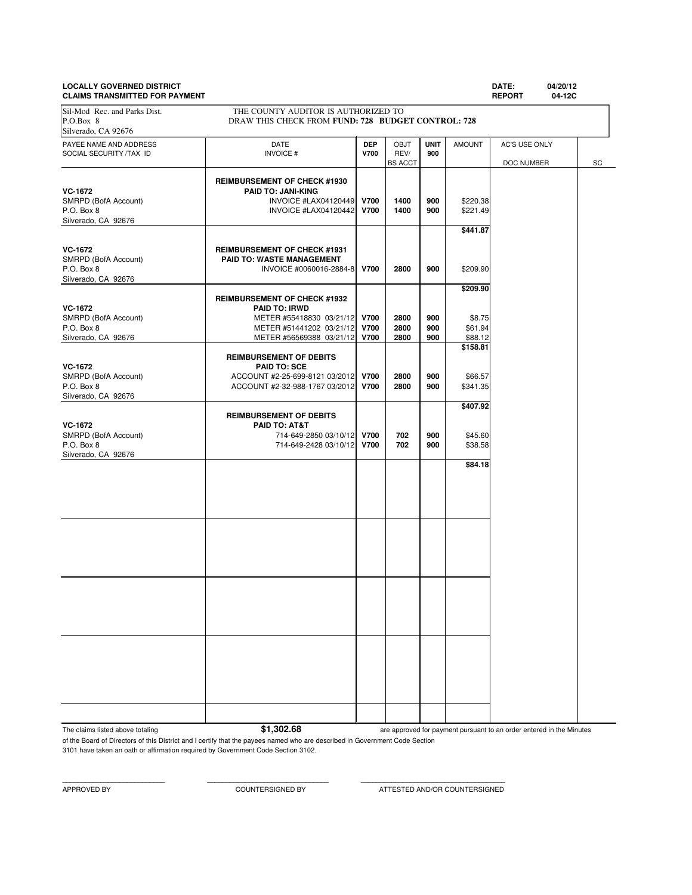**LOCALLY GOVERNED DISTRICT** **DATE: 04/20/12**
**CLAIMS TRANSMITTED FOR PAYMENT** **REPORT 04-12C**

Sil-Mod Rec. and Parks Dist.
P.O.Box 8
Silverado, CA 92676

THE COUNTY AUDITOR IS AUTHORIZED TO DRAW THIS CHECK FROM **FUND: 728 BUDGET CONTROL: 728**

| PAYEE NAME AND ADDRESS SOCIAL SECURITY /TAX ID | DATE INVOICE # | DEP V700 | OBJT REV/ BS ACCT | UNIT 900 | AMOUNT | AC'S USE ONLY DOC NUMBER | SC |
|---|---|---|---|---|---|---|---|
| **VC-1672** | **REIMBURSEMENT OF CHECK #1930** | | | | | | |
| SMRPD (BofA Account) | **PAID TO: JANI-KING** | | | | | | |
| P.O. Box 8 | INVOICE #LAX04120449 | **V700** | **1400** | **900** | $220.38 | | |
| Silverado, CA 92676 | INVOICE #LAX04120442 | **V700** | **1400** | **900** | $221.49 | | |
| | | | | | **$441.87** | | |
| **VC-1672** | **REIMBURSEMENT OF CHECK #1931** | | | | | | |
| SMRPD (BofA Account) | **PAID TO: WASTE MANAGEMENT** | | | | | | |
| P.O. Box 8 | INVOICE #0060016-2884-8 | **V700** | **2800** | **900** | $209.90 | | |
| Silverado, CA 92676 | | | | | **$209.90** | | |
| **VC-1672** | **REIMBURSEMENT OF CHECK #1932** | | | | | | |
| SMRPD (BofA Account) | **PAID TO: IRWD** | | | | | | |
| P.O. Box 8 | METER #55418830 03/21/12 | **V700** | **2800** | **900** | $8.75 | | |
| Silverado, CA 92676 | METER #51441202 03/21/12 | **V700** | **2800** | **900** | $61.94 | | |
| | METER #56569388 03/21/12 | **V700** | **2800** | **900** | $88.12 | | |
| | | | | | **$158.81** | | |
| **VC-1672** | **REIMBURSEMENT OF DEBITS** | | | | | | |
| SMRPD (BofA Account) | **PAID TO: SCE** | | | | | | |
| P.O. Box 8 | ACCOUNT #2-25-699-8121 03/2012 | **V700** | **2800** | **900** | $66.57 | | |
| Silverado, CA 92676 | ACCOUNT #2-32-988-1767 03/2012 | **V700** | **2800** | **900** | $341.35 | | |
| | | | | | **$407.92** | | |
| **VC-1672** | **REIMBURSEMENT OF DEBITS** | | | | | | |
| SMRPD (BofA Account) | **PAID TO: AT&T** | | | | | | |
| P.O. Box 8 | 714-649-2850 03/10/12 | **V700** | **702** | **900** | $45.60 | | |
| Silverado, CA 92676 | 714-649-2428 03/10/12 | **V700** | **702** | **900** | $38.58 | | |
| | | | | | **$84.18** | | |

The claims listed above totaling **$1,302.68** are approved for payment pursuant to an order entered in the Minutes of the Board of Directors of this District and I certify that the payees named who are described in Government Code Section 3101 have taken an oath or affirmation required by Government Code Section 3102.

\_\_\_\_\_\_\_\_\_\_\_\_\_\_\_\_\_\_\_\_\_\_\_\_ APPROVED BY

\_\_\_\_\_\_\_\_\_\_\_\_\_\_\_\_\_\_\_\_\_\_\_\_ COUNTERSIGNED BY

\_\_\_\_\_\_\_\_\_\_\_\_\_\_\_\_\_\_\_\_\_\_\_\_ ATTESTED AND/OR COUNTERSIGNED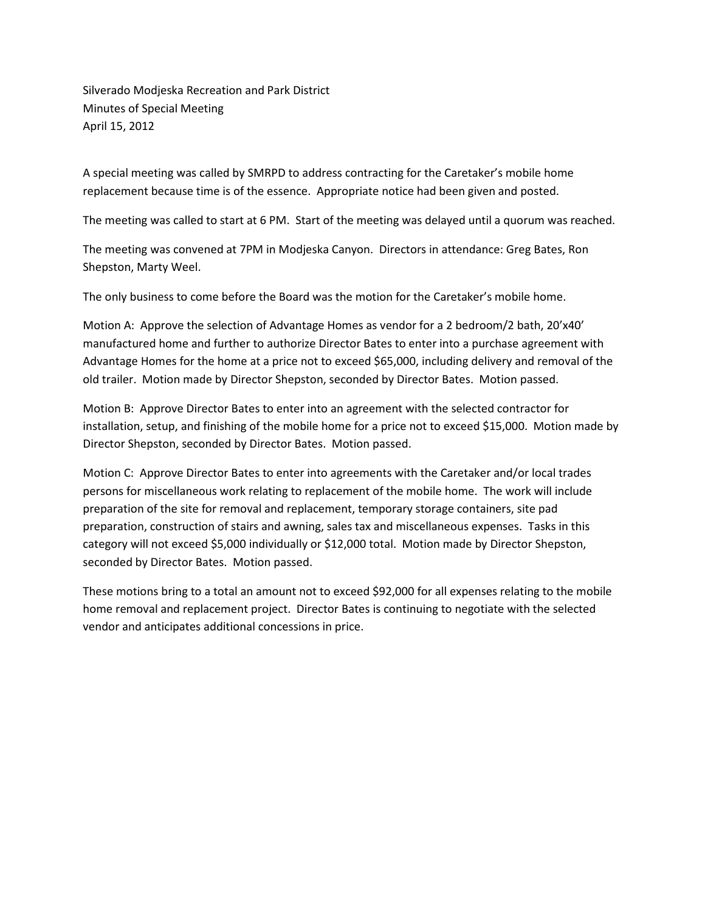Silverado Modjeska Recreation and Park District
Minutes of Special Meeting
April 15, 2012

A special meeting was called by SMRPD to address contracting for the Caretaker's mobile home replacement because time is of the essence. Appropriate notice had been given and posted.

The meeting was called to start at 6 PM. Start of the meeting was delayed until a quorum was reached.

The meeting was convened at 7PM in Modjeska Canyon. Directors in attendance: Greg Bates, Ron Shepston, Marty Weel.

The only business to come before the Board was the motion for the Caretaker's mobile home.

Motion A: Approve the selection of Advantage Homes as vendor for a 2 bedroom/2 bath, 20'x40' manufactured home and further to authorize Director Bates to enter into a purchase agreement with Advantage Homes for the home at a price not to exceed $65,000, including delivery and removal of the old trailer. Motion made by Director Shepston, seconded by Director Bates. Motion passed.

Motion B: Approve Director Bates to enter into an agreement with the selected contractor for installation, setup, and finishing of the mobile home for a price not to exceed $15,000. Motion made by Director Shepston, seconded by Director Bates. Motion passed.

Motion C: Approve Director Bates to enter into agreements with the Caretaker and/or local trades persons for miscellaneous work relating to replacement of the mobile home. The work will include preparation of the site for removal and replacement, temporary storage containers, site pad preparation, construction of stairs and awning, sales tax and miscellaneous expenses. Tasks in this category will not exceed $5,000 individually or $12,000 total. Motion made by Director Shepston, seconded by Director Bates. Motion passed.

These motions bring to a total an amount not to exceed $92,000 for all expenses relating to the mobile home removal and replacement project. Director Bates is continuing to negotiate with the selected vendor and anticipates additional concessions in price.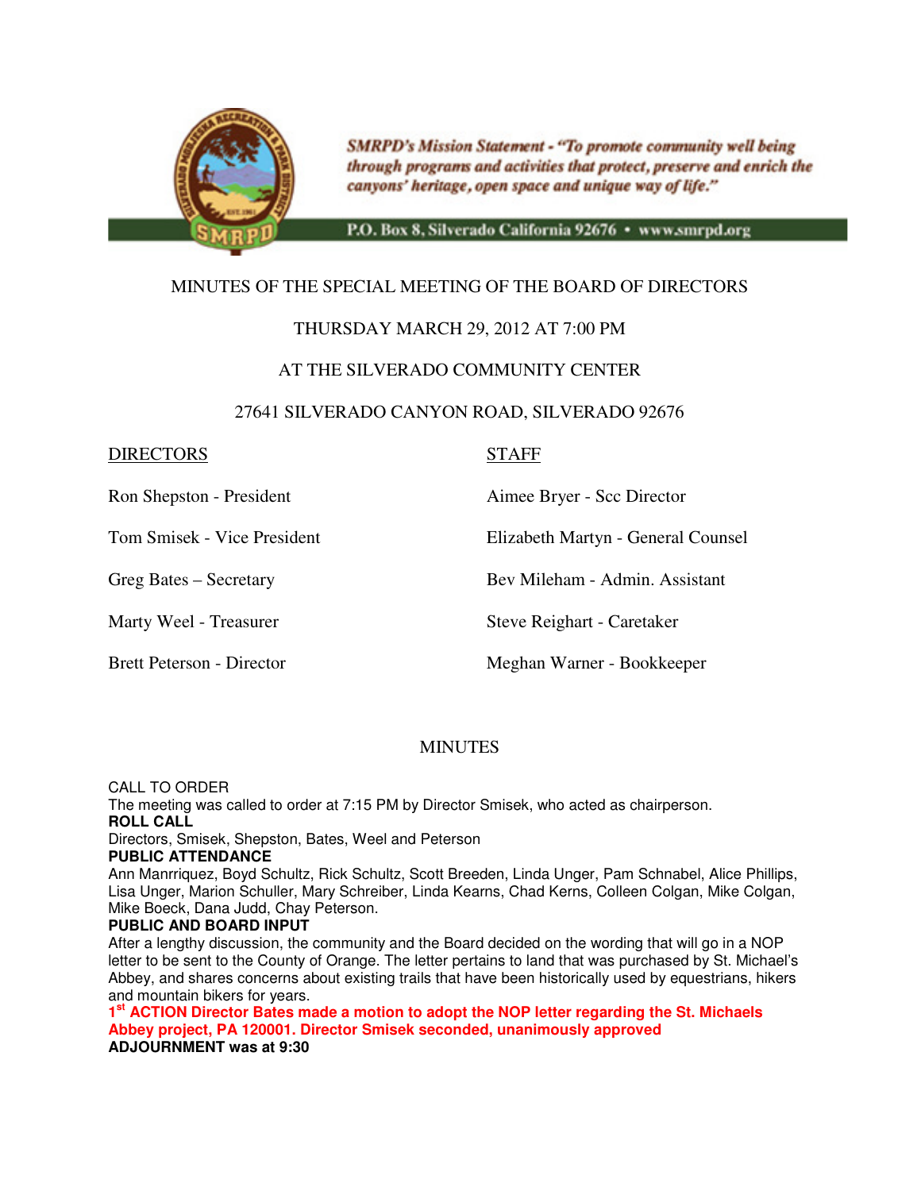*SMRPD's Mission Statement - "To promote community well being through programs and activities that protect, preserve and enrich the canyons' heritage, open space and unique way of life."*

P.O. Box 8, Silverado California 92676 • www.smrpd.org

MINUTES OF THE SPECIAL MEETING OF THE BOARD OF DIRECTORS

THURSDAY MARCH 29, 2012 AT 7:00 PM

AT THE SILVERADO COMMUNITY CENTER

27641 SILVERADO CANYON ROAD, SILVERADO 92676

| DIRECTORS | STAFF |
|---|---|
| Ron Shepston - President | Aimee Bryer - Scc Director |
| Tom Smisek - Vice President | Elizabeth Martyn - General Counsel |
| Greg Bates – Secretary | Bev Mileham - Admin. Assistant |
| Marty Weel - Treasurer | Steve Reighart - Caretaker |
| Brett Peterson - Director | Meghan Warner - Bookkeeper |

MINUTES

CALL TO ORDER

The meeting was called to order at 7:15 PM by Director Smisek, who acted as chairperson.

**ROLL CALL**

Directors, Smisek, Shepston, Bates, Weel and Peterson

**PUBLIC ATTENDANCE**

Ann Manrriquez, Boyd Schultz, Rick Schultz, Scott Breeden, Linda Unger, Pam Schnabel, Alice Phillips, Lisa Unger, Marion Schuller, Mary Schreiber, Linda Kearns, Chad Kerns, Colleen Colgan, Mike Colgan, Mike Boeck, Dana Judd, Chay Peterson.

**PUBLIC AND BOARD INPUT**

After a lengthy discussion, the community and the Board decided on the wording that will go in a NOP letter to be sent to the County of Orange. The letter pertains to land that was purchased by St. Michael's Abbey, and shares concerns about existing trails that have been historically used by equestrians, hikers and mountain bikers for years.

**1st ACTION Director Bates made a motion to adopt the NOP letter regarding the St. Michaels Abbey project, PA 120001. Director Smisek seconded, unanimously approved**

**ADJOURNMENT was at 9:30**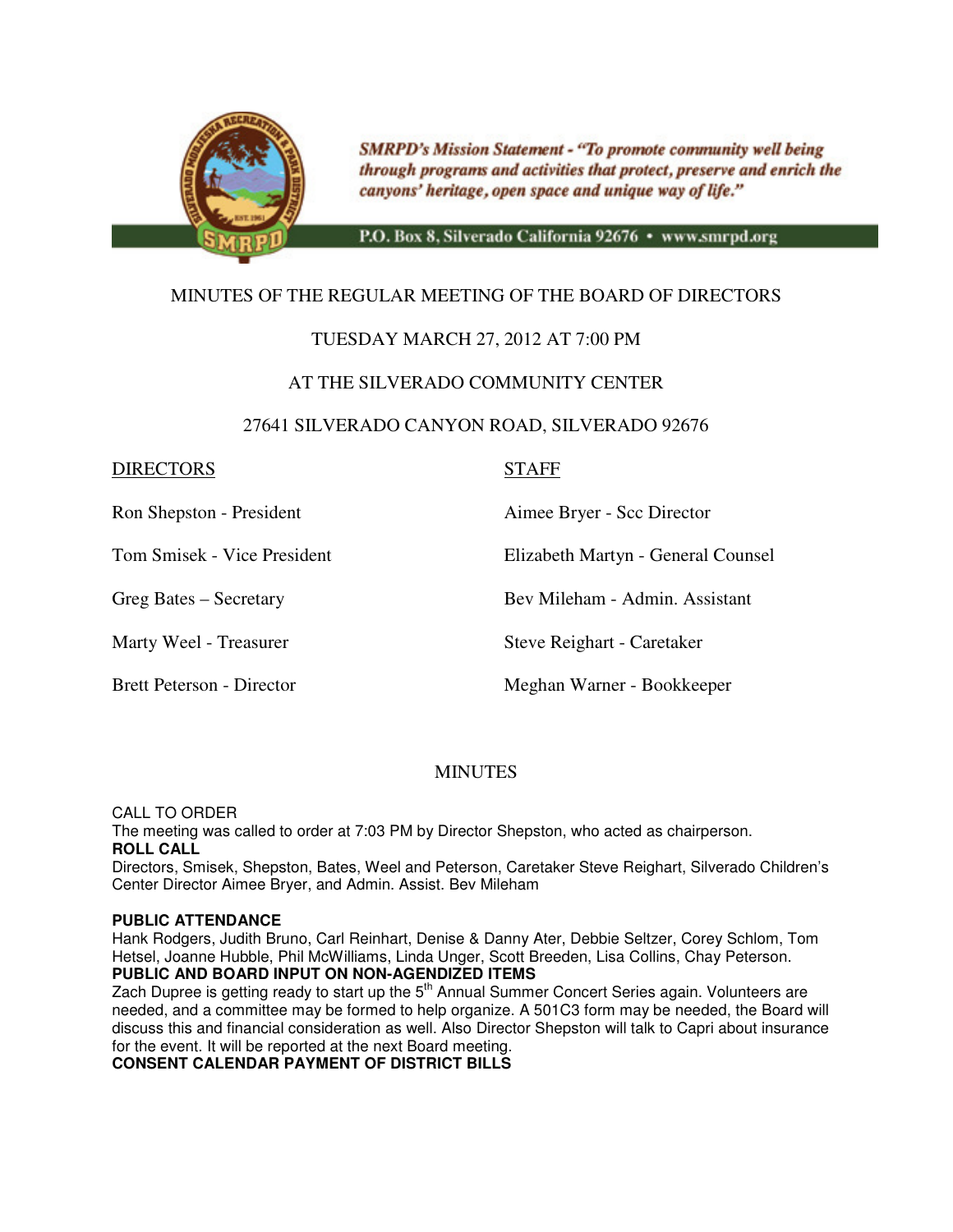*SMRPD's Mission Statement - "To promote community well being through programs and activities that protect, preserve and enrich the canyons' heritage, open space and unique way of life."*

P.O. Box 8, Silverado California 92676 • www.smrpd.org

# MINUTES OF THE REGULAR MEETING OF THE BOARD OF DIRECTORS

## TUESDAY MARCH 27, 2012 AT 7:00 PM

## AT THE SILVERADO COMMUNITY CENTER

## 27641 SILVERADO CANYON ROAD, SILVERADO 92676

| DIRECTORS | STAFF |
|---|---|
| Ron Shepston - President | Aimee Bryer - Scc Director |
| Tom Smisek - Vice President | Elizabeth Martyn - General Counsel |
| Greg Bates – Secretary | Bev Mileham - Admin. Assistant |
| Marty Weel - Treasurer | Steve Reighart - Caretaker |
| Brett Peterson - Director | Meghan Warner - Bookkeeper |

## MINUTES

CALL TO ORDER
The meeting was called to order at 7:03 PM by Director Shepston, who acted as chairperson.

**ROLL CALL**
Directors, Smisek, Shepston, Bates, Weel and Peterson, Caretaker Steve Reighart, Silverado Children's Center Director Aimee Bryer, and Admin. Assist. Bev Mileham

**PUBLIC ATTENDANCE**
Hank Rodgers, Judith Bruno, Carl Reinhart, Denise & Danny Ater, Debbie Seltzer, Corey Schlom, Tom Hetsel, Joanne Hubble, Phil McWilliams, Linda Unger, Scott Breeden, Lisa Collins, Chay Peterson.

**PUBLIC AND BOARD INPUT ON NON-AGENDIZED ITEMS**
Zach Dupree is getting ready to start up the 5th Annual Summer Concert Series again. Volunteers are needed, and a committee may be formed to help organize. A 501C3 form may be needed, the Board will discuss this and financial consideration as well. Also Director Shepston will talk to Capri about insurance for the event. It will be reported at the next Board meeting.

**CONSENT CALENDAR PAYMENT OF DISTRICT BILLS**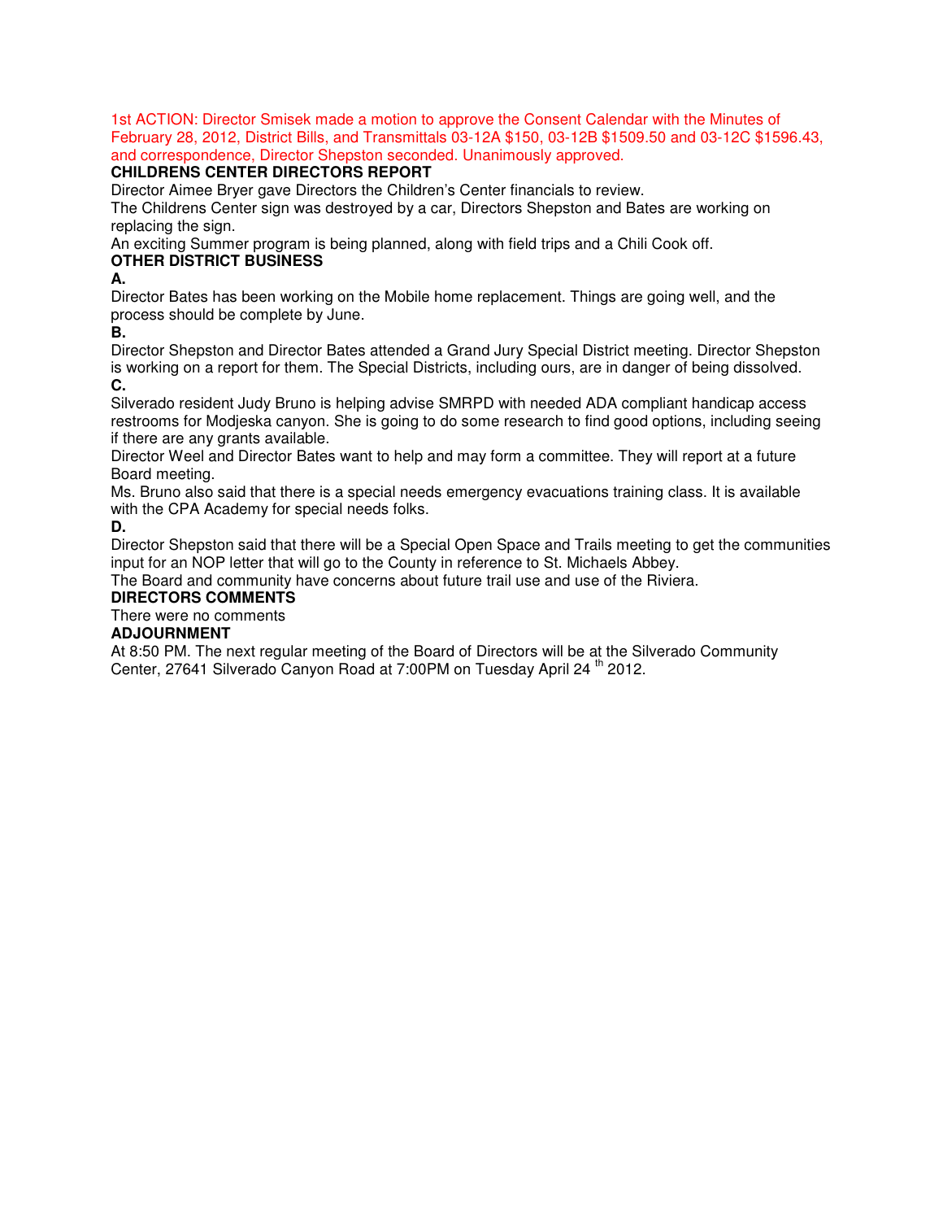1st ACTION: Director Smisek made a motion to approve the Consent Calendar with the Minutes of February 28, 2012, District Bills, and Transmittals 03-12A $150, 03-12B $1509.50 and 03-12C $1596.43, and correspondence, Director Shepston seconded. Unanimously approved.

**CHILDRENS CENTER DIRECTORS REPORT**

Director Aimee Bryer gave Directors the Children's Center financials to review.

The Childrens Center sign was destroyed by a car, Directors Shepston and Bates are working on replacing the sign.

An exciting Summer program is being planned, along with field trips and a Chili Cook off.

**OTHER DISTRICT BUSINESS**

**A.**

Director Bates has been working on the Mobile home replacement. Things are going well, and the process should be complete by June.

**B.**

Director Shepston and Director Bates attended a Grand Jury Special District meeting. Director Shepston is working on a report for them. The Special Districts, including ours, are in danger of being dissolved.

**C.**

Silverado resident Judy Bruno is helping advise SMRPD with needed ADA compliant handicap access restrooms for Modjeska canyon. She is going to do some research to find good options, including seeing if there are any grants available.

Director Weel and Director Bates want to help and may form a committee. They will report at a future Board meeting.

Ms. Bruno also said that there is a special needs emergency evacuations training class. It is available with the CPA Academy for special needs folks.

**D.**

Director Shepston said that there will be a Special Open Space and Trails meeting to get the communities input for an NOP letter that will go to the County in reference to St. Michaels Abbey.

The Board and community have concerns about future trail use and use of the Riviera.

**DIRECTORS COMMENTS**

There were no comments

**ADJOURNMENT**

At 8:50 PM. The next regular meeting of the Board of Directors will be at the Silverado Community Center, 27641 Silverado Canyon Road at 7:00PM on Tuesday April 24th 2012.